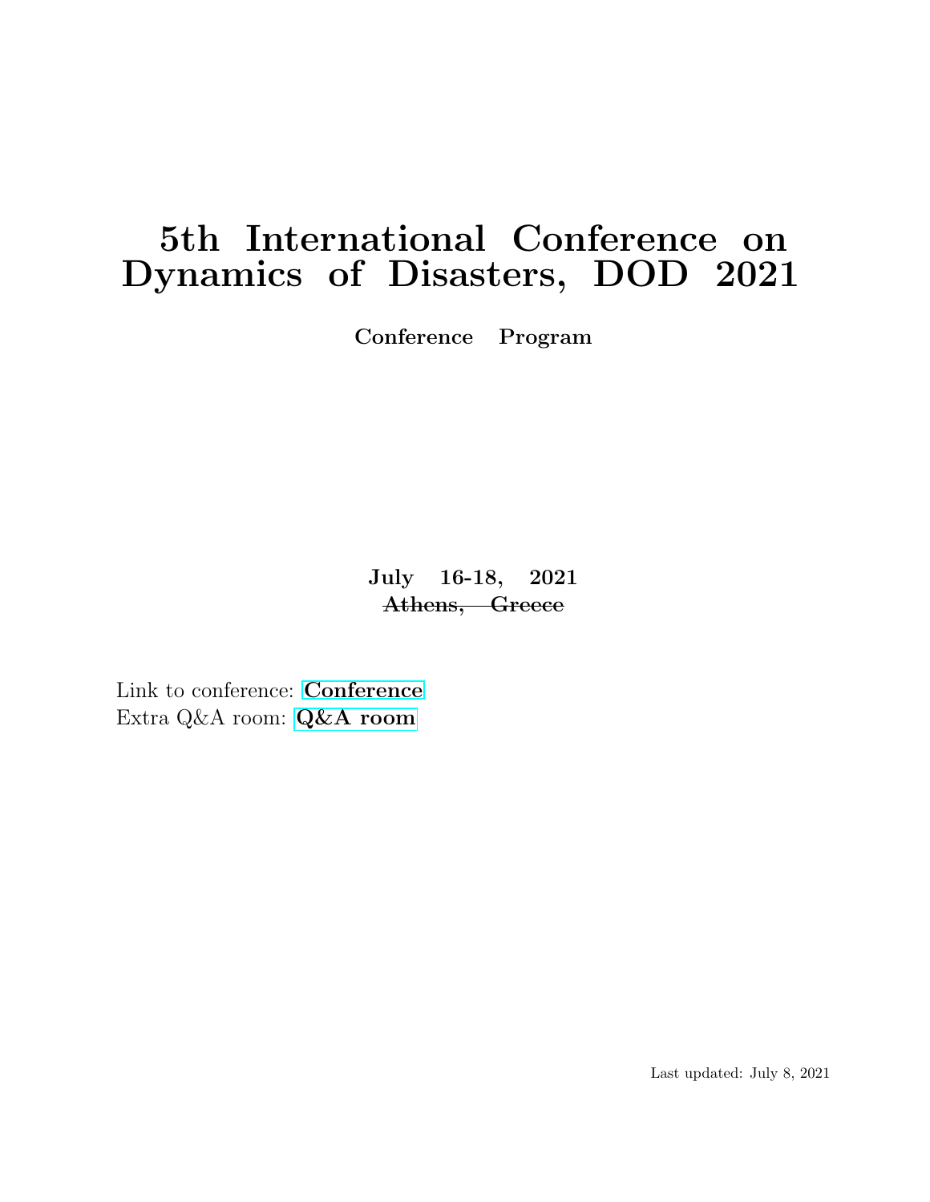# 5th International Conference on Dynamics of Disasters, DOD 2021

**Conference Program**

**July 16-18, 2021**

**~~Athens, Greece~~**

Link to conference: **Conference**

Extra Q&A room: **Q&A room**

Last updated: July 8, 2021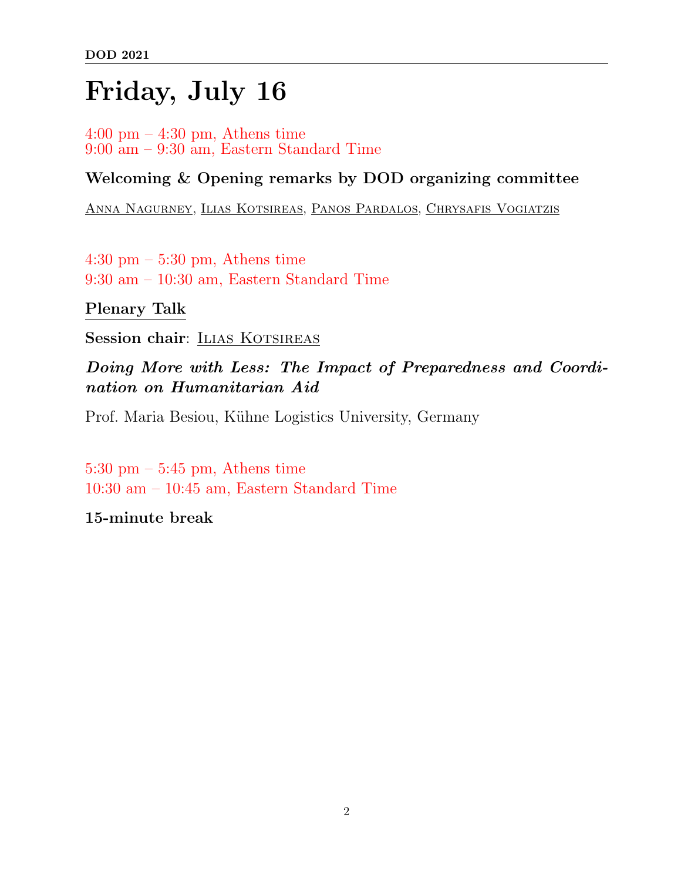# Friday, July 16

4:00 pm – 4:30 pm, Athens time
9:00 am – 9:30 am, Eastern Standard Time

**Welcoming & Opening remarks by DOD organizing committee**

Anna Nagurney, Ilias Kotsireas, Panos Pardalos, Chrysafis Vogiatzis

4:30 pm – 5:30 pm, Athens time
9:30 am – 10:30 am, Eastern Standard Time

**Plenary Talk**

**Session chair**: Ilias Kotsireas

***Doing More with Less: The Impact of Preparedness and Coordination on Humanitarian Aid***

Prof. Maria Besiou, Kühne Logistics University, Germany

5:30 pm – 5:45 pm, Athens time
10:30 am – 10:45 am, Eastern Standard Time

**15-minute break**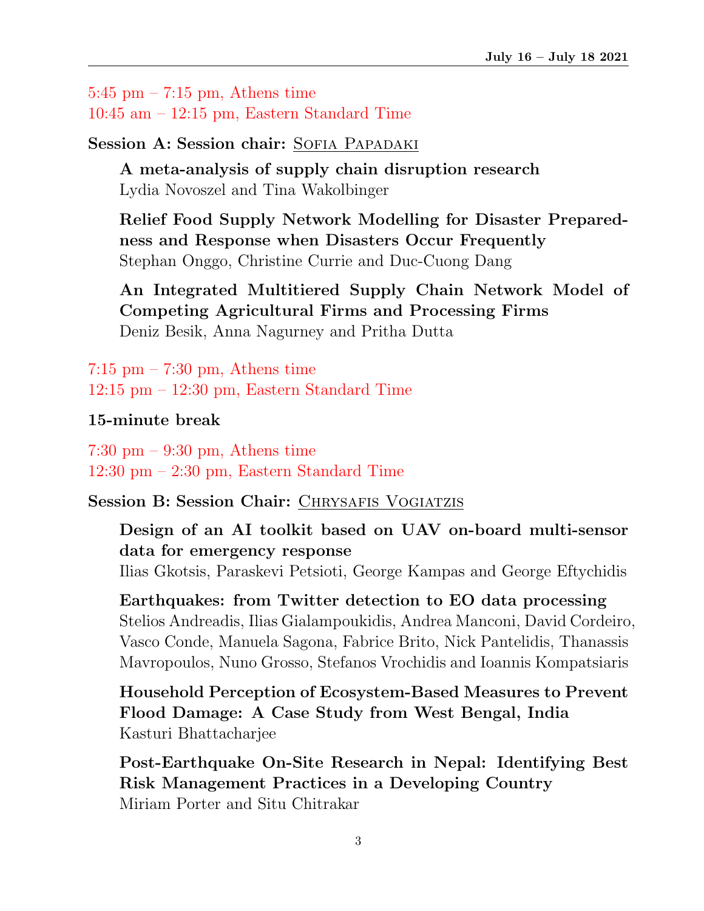5:45 pm – 7:15 pm, Athens time
10:45 am – 12:15 pm, Eastern Standard Time

**Session A: Session chair:** Sofia Papadaki

**A meta-analysis of supply chain disruption research**
Lydia Novoszel and Tina Wakolbinger

**Relief Food Supply Network Modelling for Disaster Preparedness and Response when Disasters Occur Frequently**
Stephan Onggo, Christine Currie and Duc-Cuong Dang

**An Integrated Multitiered Supply Chain Network Model of Competing Agricultural Firms and Processing Firms**
Deniz Besik, Anna Nagurney and Pritha Dutta

7:15 pm – 7:30 pm, Athens time
12:15 pm – 12:30 pm, Eastern Standard Time

**15-minute break**

7:30 pm – 9:30 pm, Athens time
12:30 pm – 2:30 pm, Eastern Standard Time

**Session B: Session Chair:** Chrysafis Vogiatzis

**Design of an AI toolkit based on UAV on-board multi-sensor data for emergency response**
Ilias Gkotsis, Paraskevi Petsioti, George Kampas and George Eftychidis

**Earthquakes: from Twitter detection to EO data processing**
Stelios Andreadis, Ilias Gialampoukidis, Andrea Manconi, David Cordeiro, Vasco Conde, Manuela Sagona, Fabrice Brito, Nick Pantelidis, Thanassis Mavropoulos, Nuno Grosso, Stefanos Vrochidis and Ioannis Kompatsiaris

**Household Perception of Ecosystem-Based Measures to Prevent Flood Damage: A Case Study from West Bengal, India**
Kasturi Bhattacharjee

**Post-Earthquake On-Site Research in Nepal: Identifying Best Risk Management Practices in a Developing Country**
Miriam Porter and Situ Chitrakar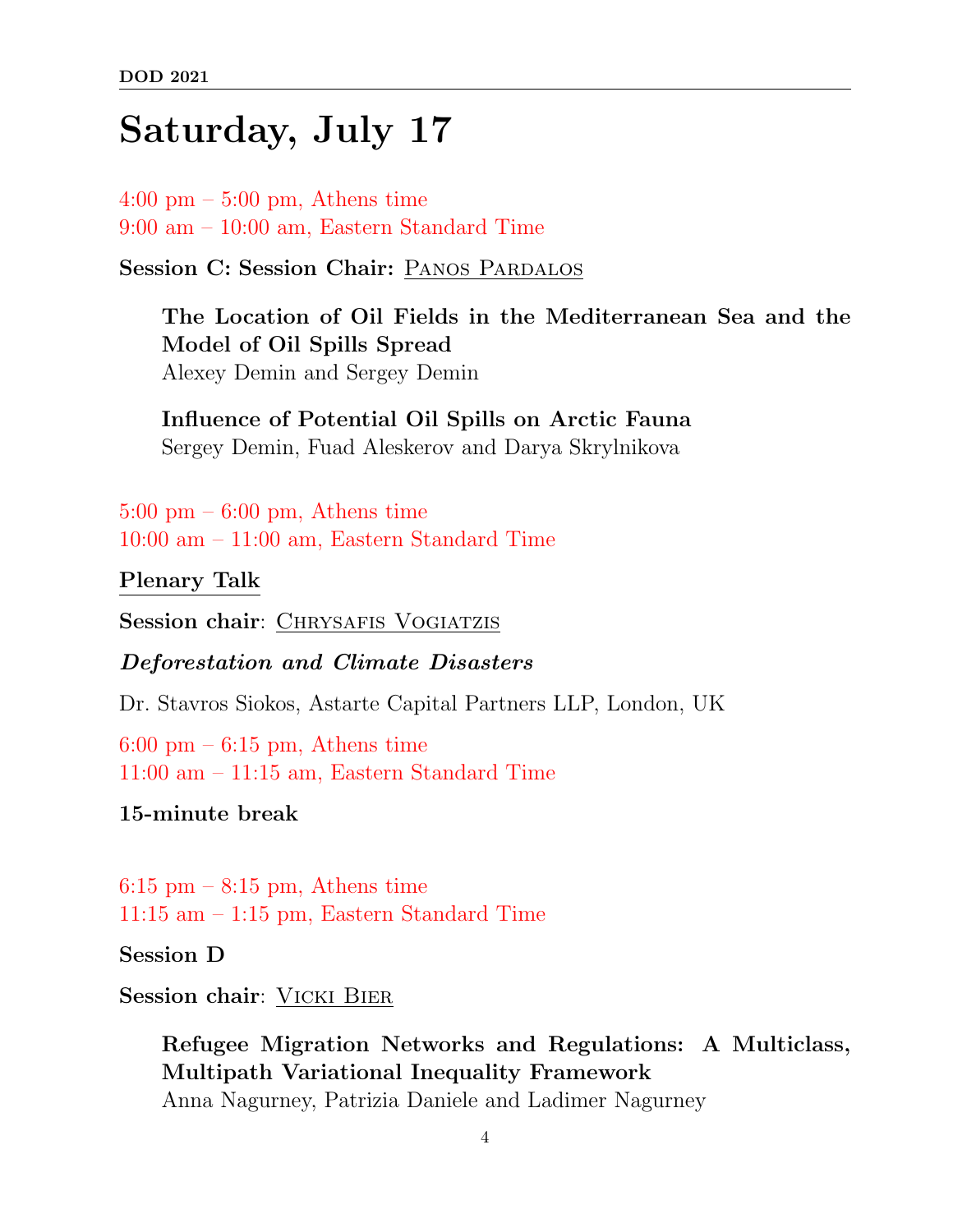# Saturday, July 17

4:00 pm – 5:00 pm, Athens time
9:00 am – 10:00 am, Eastern Standard Time

**Session C: Session Chair:** Panos Pardalos

> **The Location of Oil Fields in the Mediterranean Sea and the Model of Oil Spills Spread**
> Alexey Demin and Sergey Demin
>
> **Influence of Potential Oil Spills on Arctic Fauna**
> Sergey Demin, Fuad Aleskerov and Darya Skrylnikova

5:00 pm – 6:00 pm, Athens time
10:00 am – 11:00 am, Eastern Standard Time

**Plenary Talk**

**Session chair**: Chrysafis Vogiatzis

***Deforestation and Climate Disasters***

Dr. Stavros Siokos, Astarte Capital Partners LLP, London, UK

6:00 pm – 6:15 pm, Athens time
11:00 am – 11:15 am, Eastern Standard Time

**15-minute break**

6:15 pm – 8:15 pm, Athens time
11:15 am – 1:15 pm, Eastern Standard Time

**Session D**

**Session chair**: Vicki Bier

> **Refugee Migration Networks and Regulations: A Multiclass, Multipath Variational Inequality Framework**
> Anna Nagurney, Patrizia Daniele and Ladimer Nagurney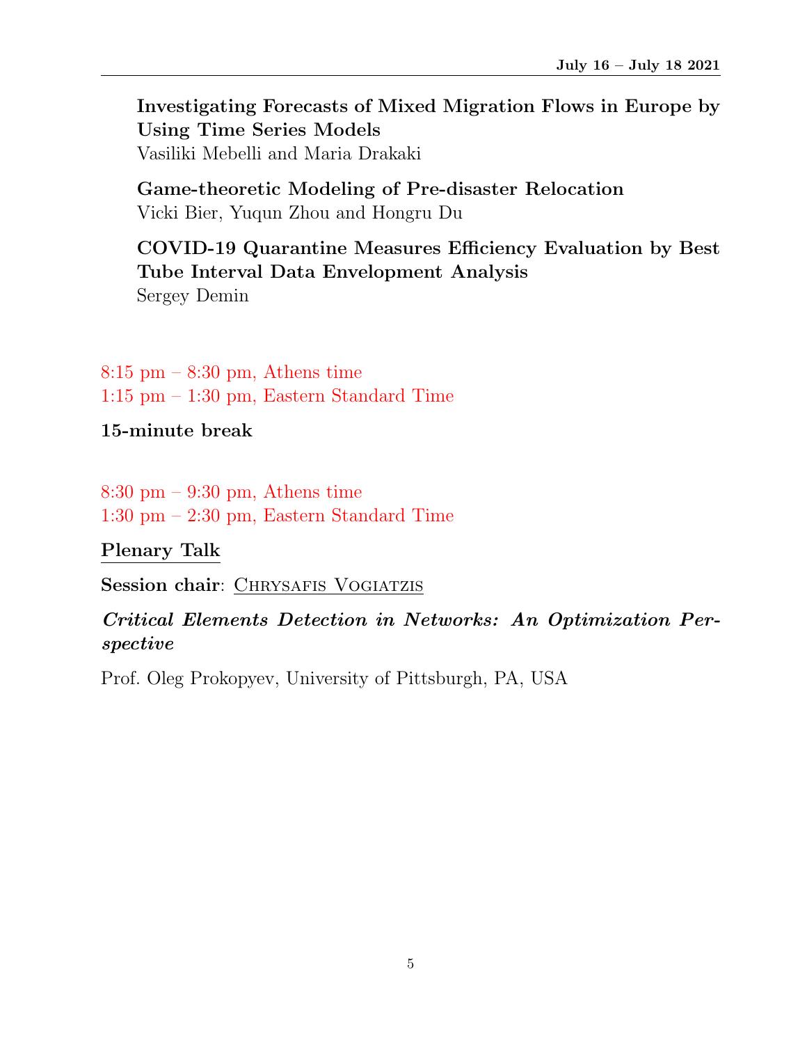**Investigating Forecasts of Mixed Migration Flows in Europe by Using Time Series Models**
Vasiliki Mebelli and Maria Drakaki

**Game-theoretic Modeling of Pre-disaster Relocation**
Vicki Bier, Yuqun Zhou and Hongru Du

**COVID-19 Quarantine Measures Efficiency Evaluation by Best Tube Interval Data Envelopment Analysis**
Sergey Demin

8:15 pm – 8:30 pm, Athens time
1:15 pm – 1:30 pm, Eastern Standard Time

**15-minute break**

8:30 pm – 9:30 pm, Athens time
1:30 pm – 2:30 pm, Eastern Standard Time

**Plenary Talk**

**Session chair**: Chrysafis Vogiatzis

***Critical Elements Detection in Networks: An Optimization Perspective***

Prof. Oleg Prokopyev, University of Pittsburgh, PA, USA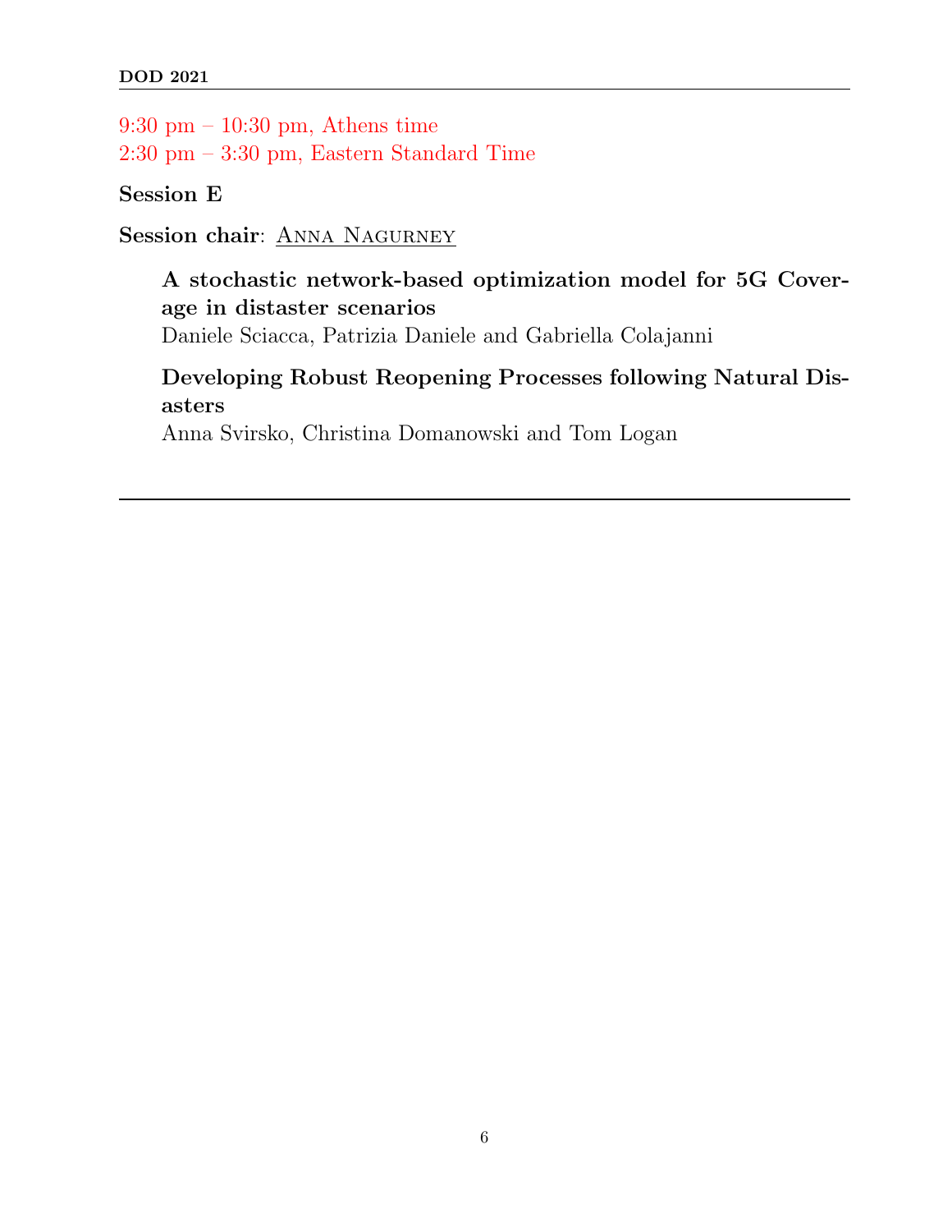9:30 pm – 10:30 pm, Athens time
2:30 pm – 3:30 pm, Eastern Standard Time

**Session E**

**Session chair**: Anna Nagurney

**A stochastic network-based optimization model for 5G Coverage in distaster scenarios**
Daniele Sciacca, Patrizia Daniele and Gabriella Colajanni

**Developing Robust Reopening Processes following Natural Disasters**
Anna Svirsko, Christina Domanowski and Tom Logan

---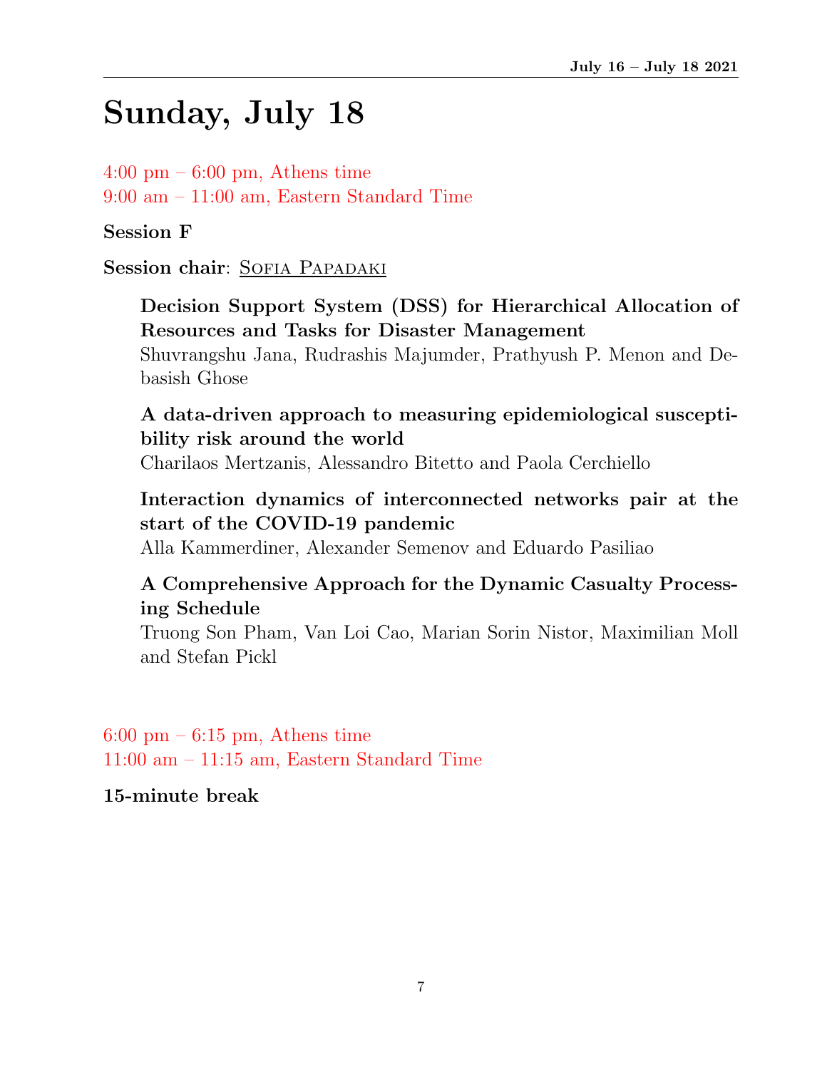# Sunday, July 18

4:00 pm – 6:00 pm, Athens time
9:00 am – 11:00 am, Eastern Standard Time

**Session F**

**Session chair**: Sofia Papadaki

**Decision Support System (DSS) for Hierarchical Allocation of Resources and Tasks for Disaster Management**
Shuvrangshu Jana, Rudrashis Majumder, Prathyush P. Menon and Debasish Ghose

**A data-driven approach to measuring epidemiological susceptibility risk around the world**
Charilaos Mertzanis, Alessandro Bitetto and Paola Cerchiello

**Interaction dynamics of interconnected networks pair at the start of the COVID-19 pandemic**
Alla Kammerdiner, Alexander Semenov and Eduardo Pasiliao

**A Comprehensive Approach for the Dynamic Casualty Processing Schedule**
Truong Son Pham, Van Loi Cao, Marian Sorin Nistor, Maximilian Moll and Stefan Pickl

6:00 pm – 6:15 pm, Athens time
11:00 am – 11:15 am, Eastern Standard Time

**15-minute break**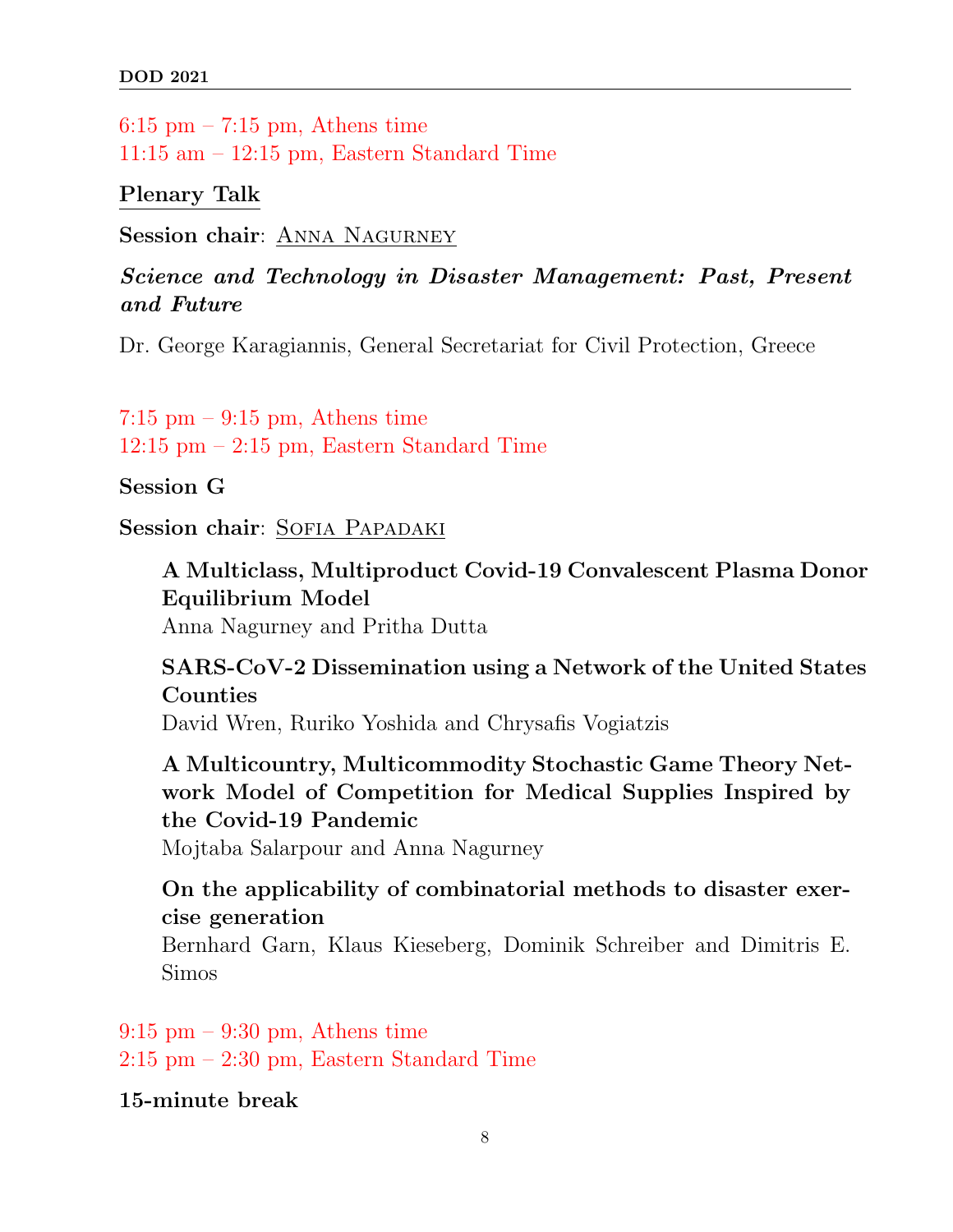6:15 pm – 7:15 pm, Athens time
11:15 am – 12:15 pm, Eastern Standard Time

**Plenary Talk**

**Session chair**: Anna Nagurney

***Science and Technology in Disaster Management: Past, Present and Future***

Dr. George Karagiannis, General Secretariat for Civil Protection, Greece

7:15 pm – 9:15 pm, Athens time
12:15 pm – 2:15 pm, Eastern Standard Time

**Session G**

**Session chair**: Sofia Papadaki

**A Multiclass, Multiproduct Covid-19 Convalescent Plasma Donor Equilibrium Model**
Anna Nagurney and Pritha Dutta

**SARS-CoV-2 Dissemination using a Network of the United States Counties**
David Wren, Ruriko Yoshida and Chrysafis Vogiatzis

**A Multicountry, Multicommodity Stochastic Game Theory Network Model of Competition for Medical Supplies Inspired by the Covid-19 Pandemic**
Mojtaba Salarpour and Anna Nagurney

**On the applicability of combinatorial methods to disaster exercise generation**
Bernhard Garn, Klaus Kieseberg, Dominik Schreiber and Dimitris E. Simos

9:15 pm – 9:30 pm, Athens time
2:15 pm – 2:30 pm, Eastern Standard Time

**15-minute break**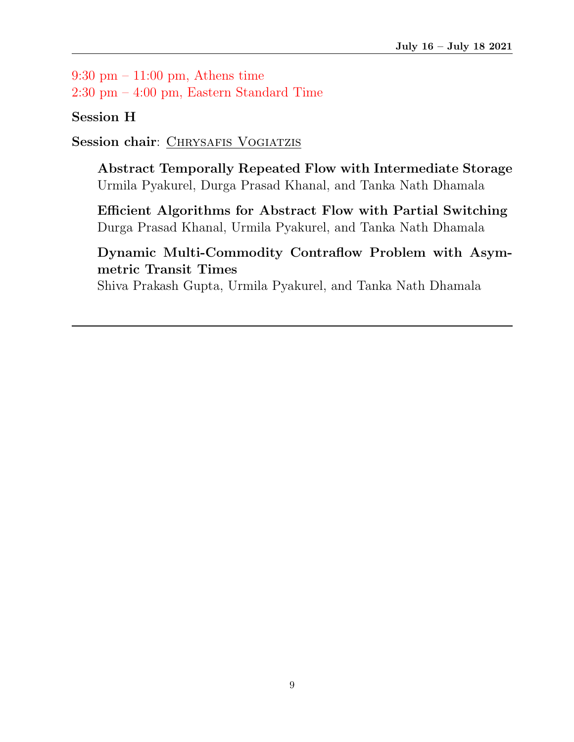9:30 pm – 11:00 pm, Athens time
2:30 pm – 4:00 pm, Eastern Standard Time

**Session H**

**Session chair**: Chrysafis Vogiatzis

**Abstract Temporally Repeated Flow with Intermediate Storage**
Urmila Pyakurel, Durga Prasad Khanal, and Tanka Nath Dhamala

**Efficient Algorithms for Abstract Flow with Partial Switching**
Durga Prasad Khanal, Urmila Pyakurel, and Tanka Nath Dhamala

**Dynamic Multi-Commodity Contraflow Problem with Asymmetric Transit Times**
Shiva Prakash Gupta, Urmila Pyakurel, and Tanka Nath Dhamala